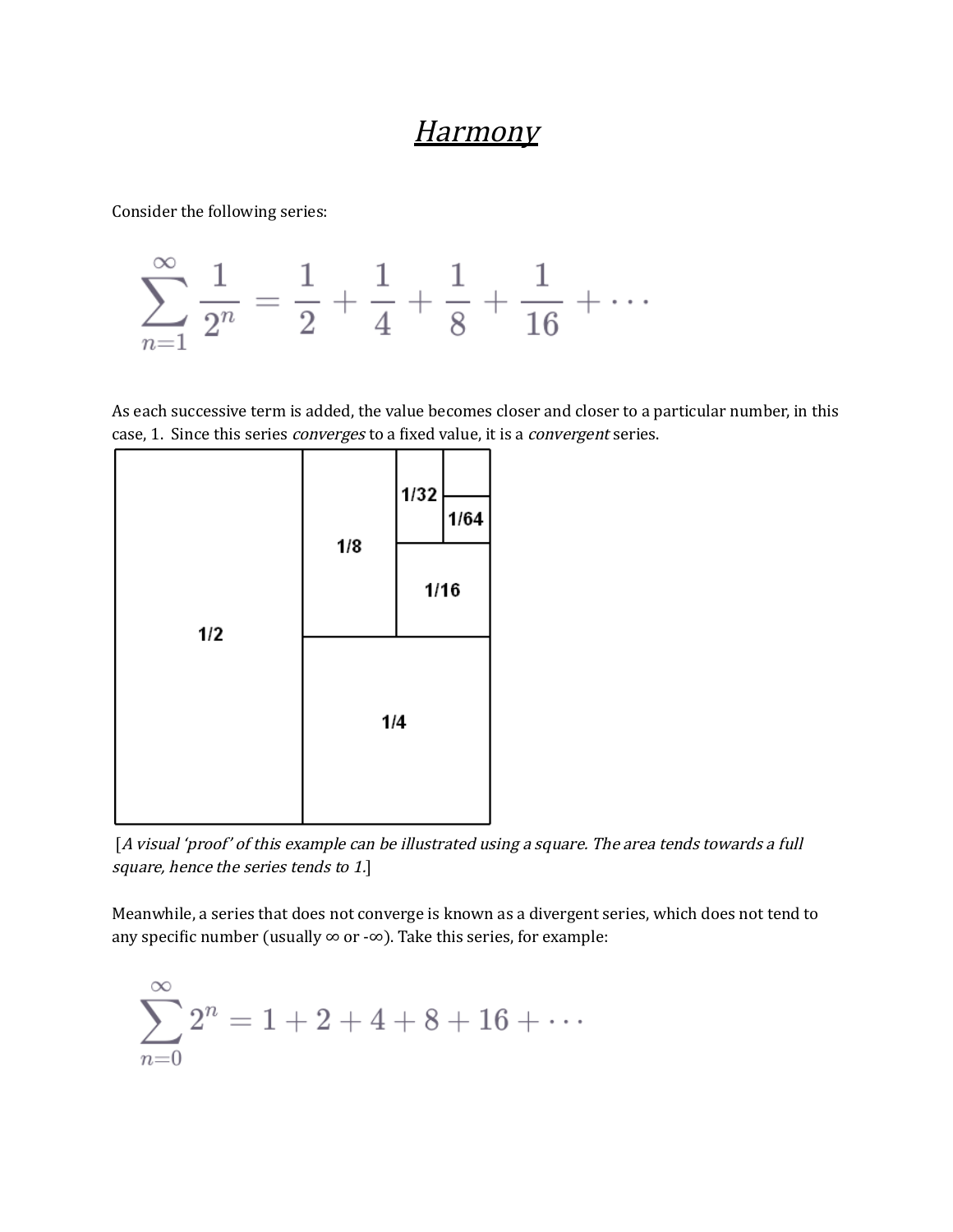# *Harmony*

Consider the following series:

$$\sum_{n=1}^{\infty} \frac{1}{2^n} = \frac{1}{2} + \frac{1}{4} + \frac{1}{8} + \frac{1}{16} + \cdots$$

As each successive term is added, the value becomes closer and closer to a particular number, in this case, 1. Since this series *converges* to a fixed value, it is a *convergent* series.

[*A visual 'proof' of this example can be illustrated using a square. The area tends towards a full square, hence the series tends to 1.*]

Meanwhile, a series that does not converge is known as a divergent series, which does not tend to any specific number (usually ∞ or -∞). Take this series, for example:

$$\sum_{n=0}^{\infty} 2^n = 1 + 2 + 4 + 8 + 16 + \cdots$$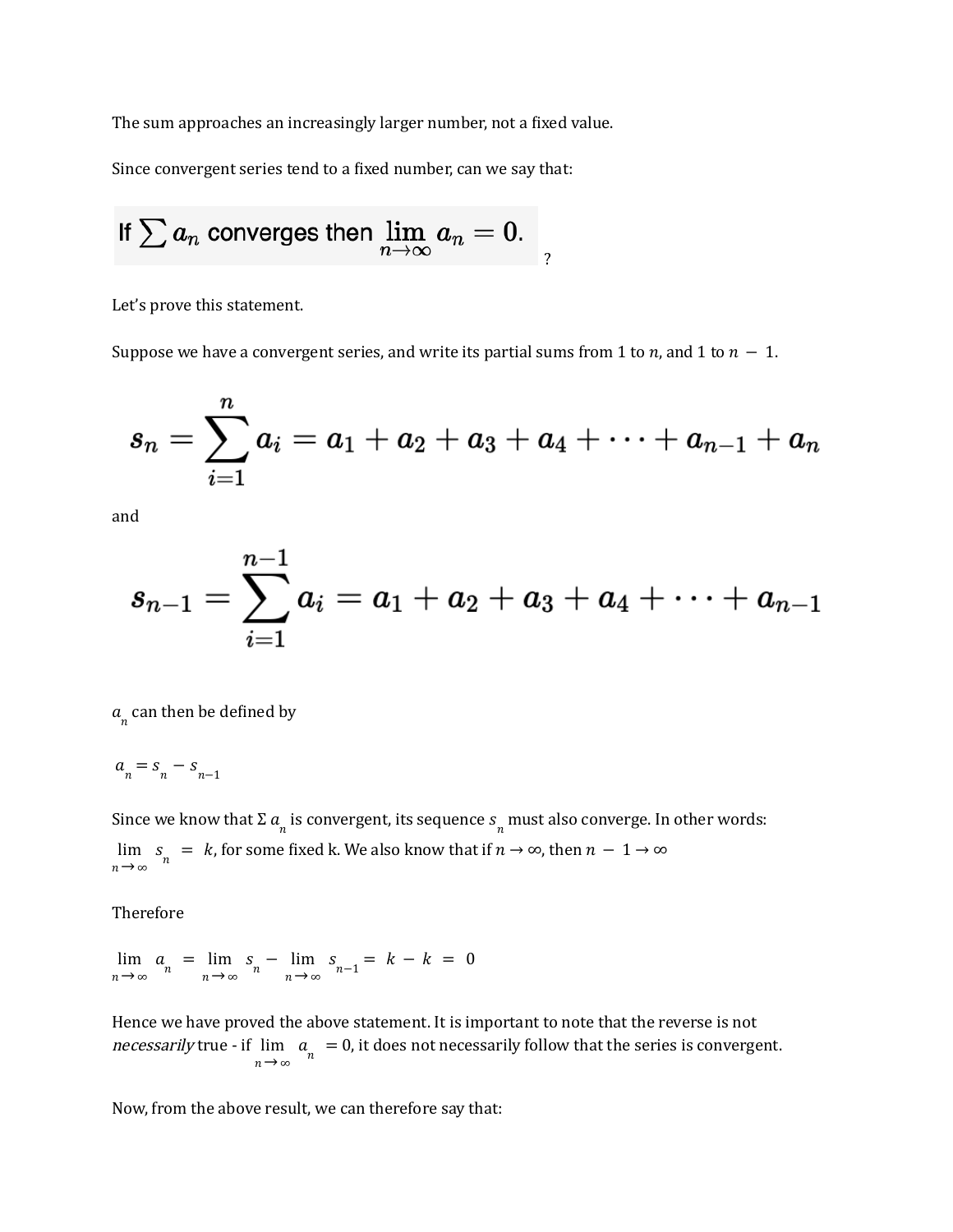The sum approaches an increasingly larger number, not a fixed value.

Since convergent series tend to a fixed number, can we say that:

$$\text{If } \sum a_n \text{ converges then } \lim_{n\to\infty} a_n = 0.$$

?

Let's prove this statement.

Suppose we have a convergent series, and write its partial sums from 1 to $n$, and 1 to $n - 1$.

$$s_n = \sum_{i=1}^{n} a_i = a_1 + a_2 + a_3 + a_4 + \cdots + a_{n-1} + a_n$$

and

$$s_{n-1} = \sum_{i=1}^{n-1} a_i = a_1 + a_2 + a_3 + a_4 + \cdots + a_{n-1}$$

$a_n$ can then be defined by

$a_n = s_n - s_{n-1}$

Since we know that $\Sigma\, a_n$ is convergent, its sequence $s_n$ must also converge. In other words: $\lim_{n\to\infty} s_n = k$, for some fixed k. We also know that if $n \to \infty$, then $n - 1 \to \infty$

Therefore

$\lim_{n\to\infty} a_n = \lim_{n\to\infty} s_n - \lim_{n\to\infty} s_{n-1} = k - k = 0$

Hence we have proved the above statement. It is important to note that the reverse is not *necessarily* true - if $\lim_{n\to\infty} a_n = 0$, it does not necessarily follow that the series is convergent.

Now, from the above result, we can therefore say that: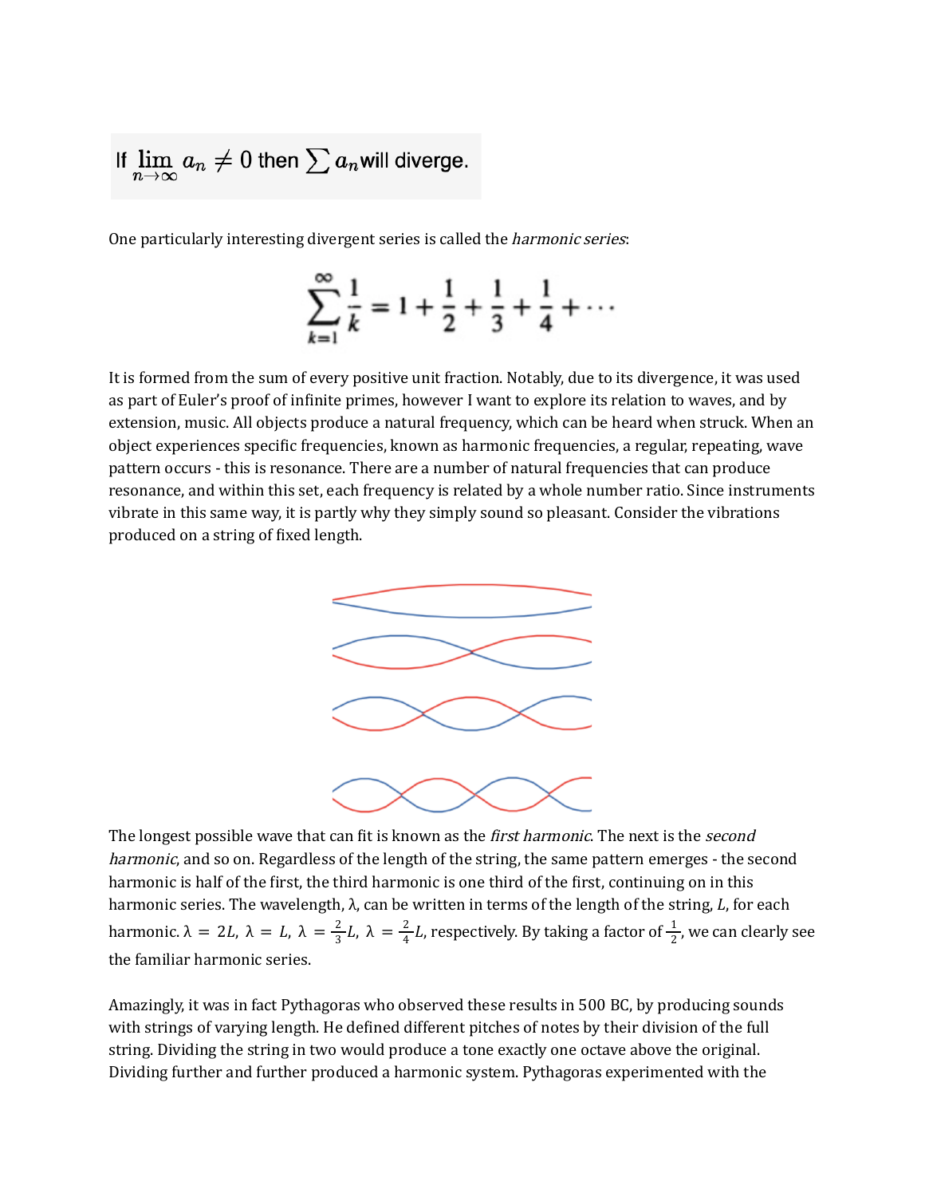$$\text{If } \lim_{n \to \infty} a_n \neq 0 \text{ then } \sum a_n \text{ will diverge.}$$

One particularly interesting divergent series is called the *harmonic series*:

$$\sum_{k=1}^{\infty} \frac{1}{k} = 1 + \frac{1}{2} + \frac{1}{3} + \frac{1}{4} + \cdots$$

It is formed from the sum of every positive unit fraction. Notably, due to its divergence, it was used as part of Euler's proof of infinite primes, however I want to explore its relation to waves, and by extension, music. All objects produce a natural frequency, which can be heard when struck. When an object experiences specific frequencies, known as harmonic frequencies, a regular, repeating, wave pattern occurs - this is resonance. There are a number of natural frequencies that can produce resonance, and within this set, each frequency is related by a whole number ratio. Since instruments vibrate in this same way, it is partly why they simply sound so pleasant. Consider the vibrations produced on a string of fixed length.

The longest possible wave that can fit is known as the *first harmonic*. The next is the *second harmonic*, and so on. Regardless of the length of the string, the same pattern emerges - the second harmonic is half of the first, the third harmonic is one third of the first, continuing on in this harmonic series. The wavelength, $\lambda$, can be written in terms of the length of the string, $L$, for each harmonic. $\lambda = 2L$, $\lambda = L$, $\lambda = \frac{2}{3}L$, $\lambda = \frac{2}{4}L$, respectively. By taking a factor of $\frac{1}{2}$, we can clearly see the familiar harmonic series.

Amazingly, it was in fact Pythagoras who observed these results in 500 BC, by producing sounds with strings of varying length. He defined different pitches of notes by their division of the full string. Dividing the string in two would produce a tone exactly one octave above the original. Dividing further and further produced a harmonic system. Pythagoras experimented with the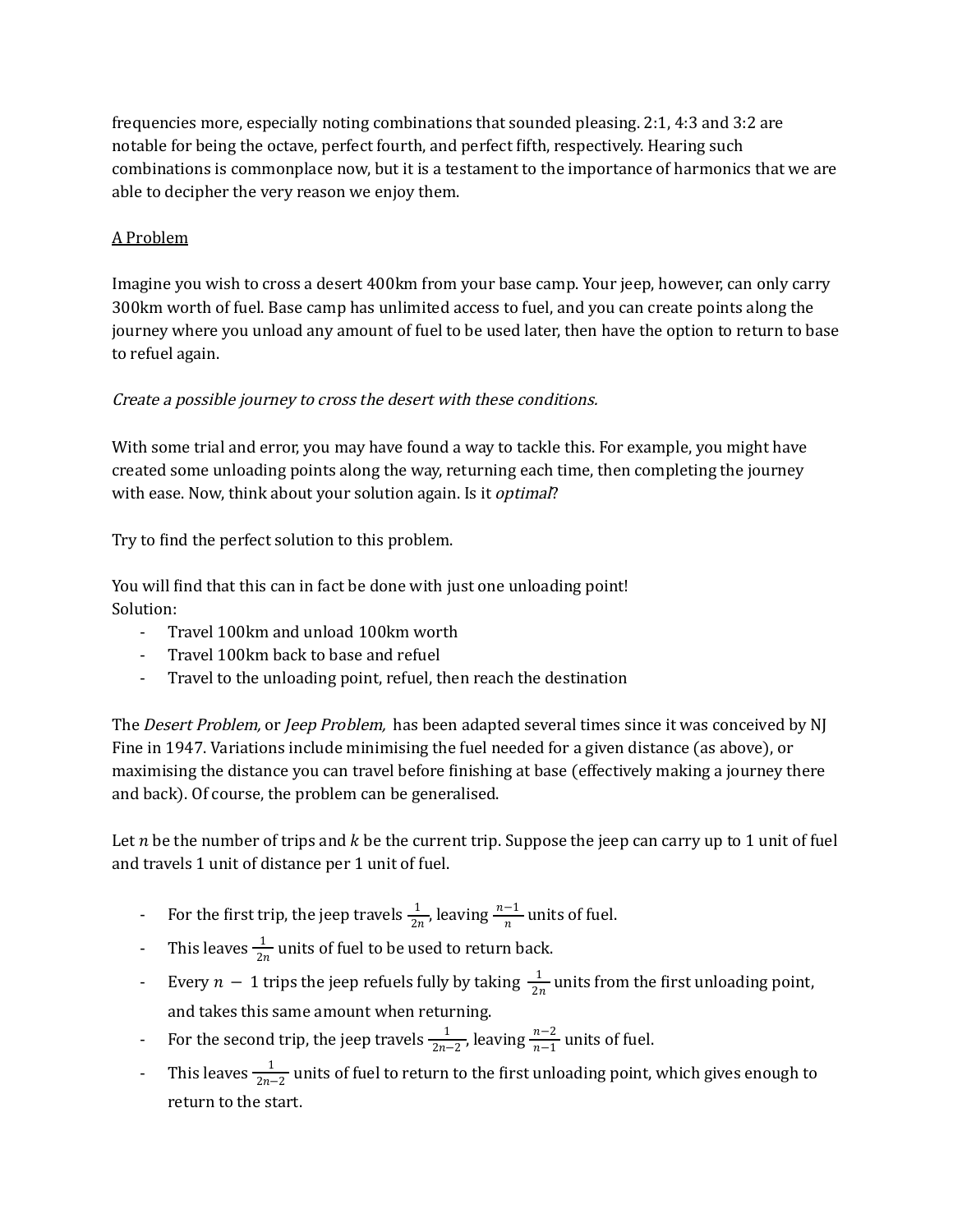frequencies more, especially noting combinations that sounded pleasing. 2:1, 4:3 and 3:2 are notable for being the octave, perfect fourth, and perfect fifth, respectively. Hearing such combinations is commonplace now, but it is a testament to the importance of harmonics that we are able to decipher the very reason we enjoy them.

## A Problem

Imagine you wish to cross a desert 400km from your base camp. Your jeep, however, can only carry 300km worth of fuel. Base camp has unlimited access to fuel, and you can create points along the journey where you unload any amount of fuel to be used later, then have the option to return to base to refuel again.

*Create a possible journey to cross the desert with these conditions.*

With some trial and error, you may have found a way to tackle this. For example, you might have created some unloading points along the way, returning each time, then completing the journey with ease. Now, think about your solution again. Is it *optimal*?

Try to find the perfect solution to this problem.

You will find that this can in fact be done with just one unloading point!
Solution:

- Travel 100km and unload 100km worth
- Travel 100km back to base and refuel
- Travel to the unloading point, refuel, then reach the destination

The *Desert Problem,* or *Jeep Problem,* has been adapted several times since it was conceived by NJ Fine in 1947. Variations include minimising the fuel needed for a given distance (as above), or maximising the distance you can travel before finishing at base (effectively making a journey there and back). Of course, the problem can be generalised.

Let $n$ be the number of trips and $k$ be the current trip. Suppose the jeep can carry up to 1 unit of fuel and travels 1 unit of distance per 1 unit of fuel.

- For the first trip, the jeep travels $\frac{1}{2n}$, leaving $\frac{n-1}{n}$ units of fuel.
- This leaves $\frac{1}{2n}$ units of fuel to be used to return back.
- Every $n - 1$ trips the jeep refuels fully by taking $\frac{1}{2n}$ units from the first unloading point, and takes this same amount when returning.
- For the second trip, the jeep travels $\frac{1}{2n-2}$, leaving $\frac{n-2}{n-1}$ units of fuel.
- This leaves $\frac{1}{2n-2}$ units of fuel to return to the first unloading point, which gives enough to return to the start.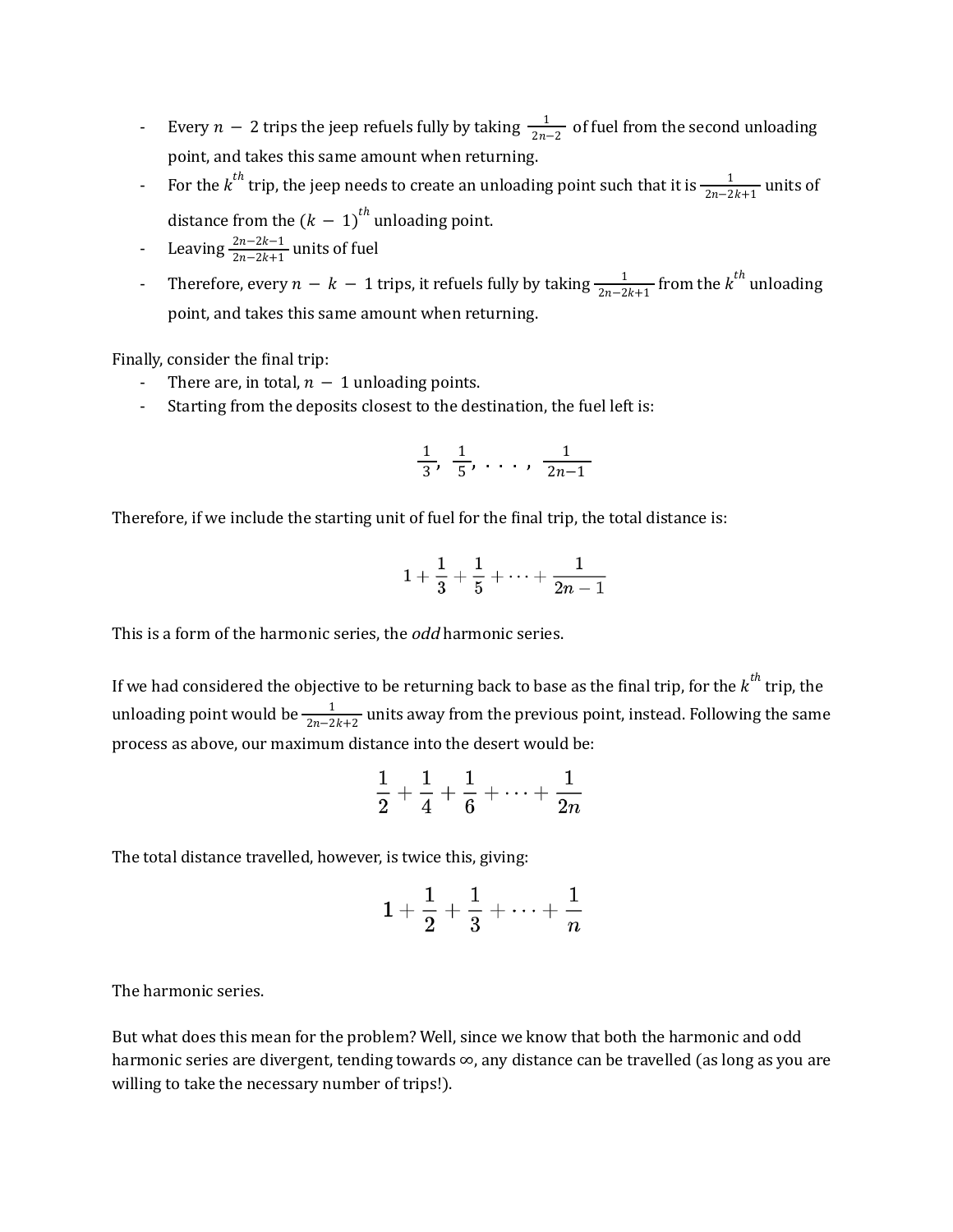- Every $n - 2$ trips the jeep refuels fully by taking $\frac{1}{2n-2}$ of fuel from the second unloading point, and takes this same amount when returning.
- For the $k^{th}$ trip, the jeep needs to create an unloading point such that it is $\frac{1}{2n-2k+1}$ units of distance from the $(k - 1)^{th}$ unloading point.
- Leaving $\frac{2n-2k-1}{2n-2k+1}$ units of fuel
- Therefore, every $n - k - 1$ trips, it refuels fully by taking $\frac{1}{2n-2k+1}$ from the $k^{th}$ unloading point, and takes this same amount when returning.

Finally, consider the final trip:

- There are, in total, $n - 1$ unloading points.
- Starting from the deposits closest to the destination, the fuel left is:

$$\frac{1}{3},\ \frac{1}{5},\ .\ .\ .\ ,\ \frac{1}{2n-1}$$

Therefore, if we include the starting unit of fuel for the final trip, the total distance is:

$$1 + \frac{1}{3} + \frac{1}{5} + \cdots + \frac{1}{2n-1}$$

This is a form of the harmonic series, the *odd* harmonic series.

If we had considered the objective to be returning back to base as the final trip, for the $k^{th}$ trip, the unloading point would be $\frac{1}{2n-2k+2}$ units away from the previous point, instead. Following the same process as above, our maximum distance into the desert would be:

$$\frac{1}{2} + \frac{1}{4} + \frac{1}{6} + \cdots + \frac{1}{2n}$$

The total distance travelled, however, is twice this, giving:

$$1 + \frac{1}{2} + \frac{1}{3} + \cdots + \frac{1}{n}$$

The harmonic series.

But what does this mean for the problem? Well, since we know that both the harmonic and odd harmonic series are divergent, tending towards $\infty$, any distance can be travelled (as long as you are willing to take the necessary number of trips!).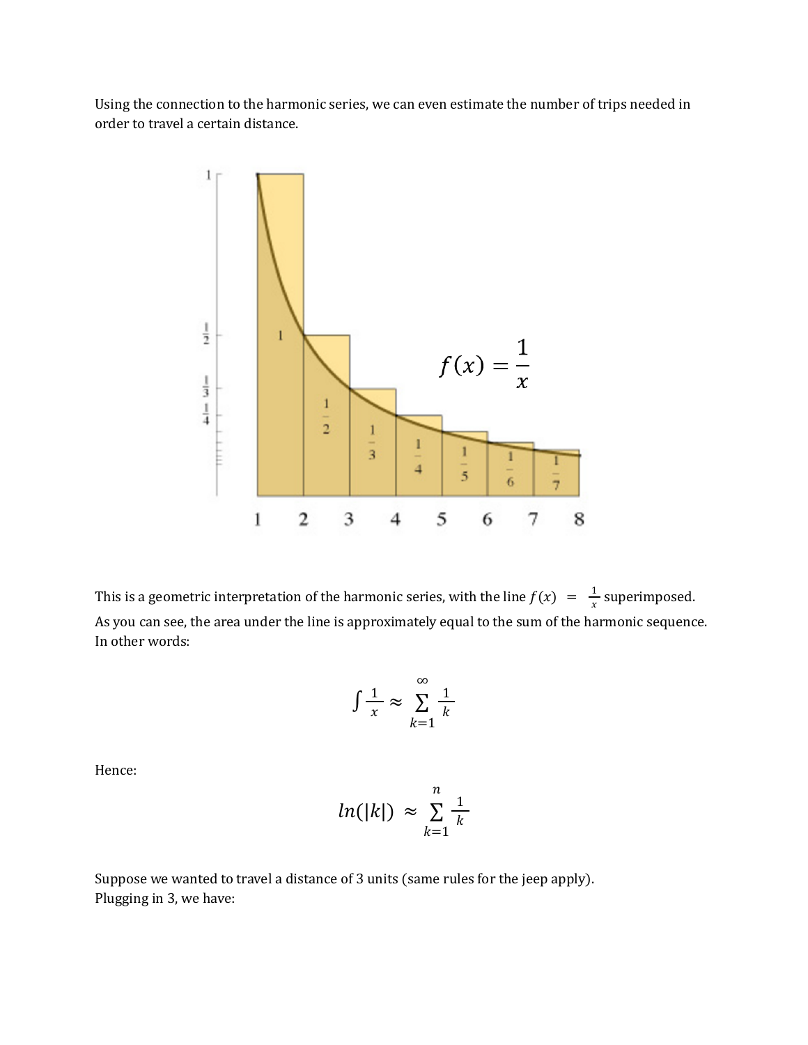Using the connection to the harmonic series, we can even estimate the number of trips needed in order to travel a certain distance.

This is a geometric interpretation of the harmonic series, with the line $f(x) = \frac{1}{x}$ superimposed. As you can see, the area under the line is approximately equal to the sum of the harmonic sequence. In other words:

$$\int \frac{1}{x} \approx \sum_{k=1}^{\infty} \frac{1}{k}$$

Hence:

$$ln(|k|) \approx \sum_{k=1}^{n} \frac{1}{k}$$

Suppose we wanted to travel a distance of 3 units (same rules for the jeep apply).
Plugging in 3, we have: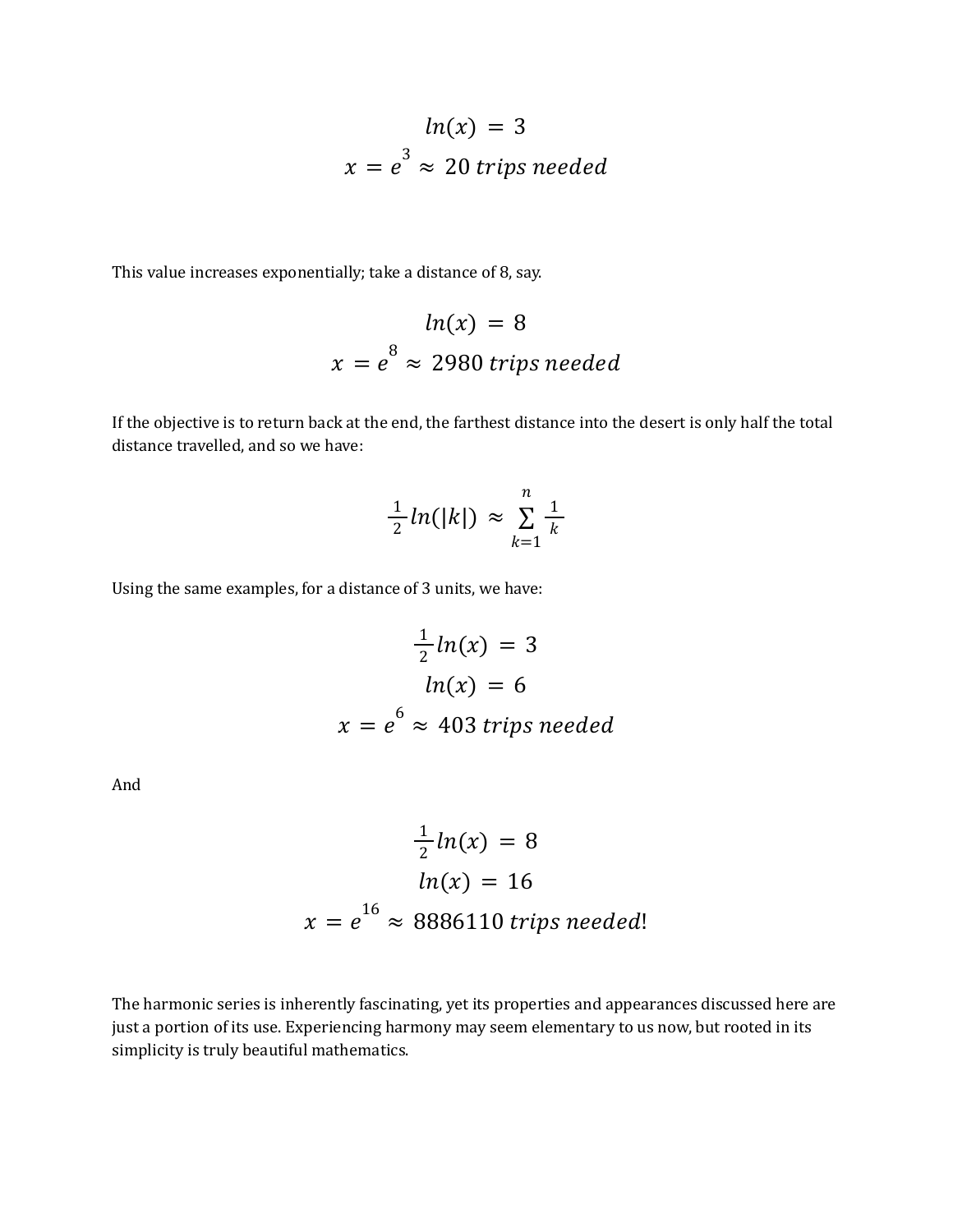$$ln(x) = 3$$
$$x = e^3 \approx 20 \ trips \ needed$$

This value increases exponentially; take a distance of 8, say.

$$ln(x) = 8$$
$$x = e^8 \approx 2980 \ trips \ needed$$

If the objective is to return back at the end, the farthest distance into the desert is only half the total distance travelled, and so we have:

$$\frac{1}{2}ln(|k|) \approx \sum_{k=1}^{n} \frac{1}{k}$$

Using the same examples, for a distance of 3 units, we have:

$$\frac{1}{2}ln(x) = 3$$
$$ln(x) = 6$$
$$x = e^6 \approx 403 \ trips \ needed$$

And

$$\frac{1}{2}ln(x) = 8$$
$$ln(x) = 16$$
$$x = e^{16} \approx 8886110 \ trips \ needed!$$

The harmonic series is inherently fascinating, yet its properties and appearances discussed here are just a portion of its use. Experiencing harmony may seem elementary to us now, but rooted in its simplicity is truly beautiful mathematics.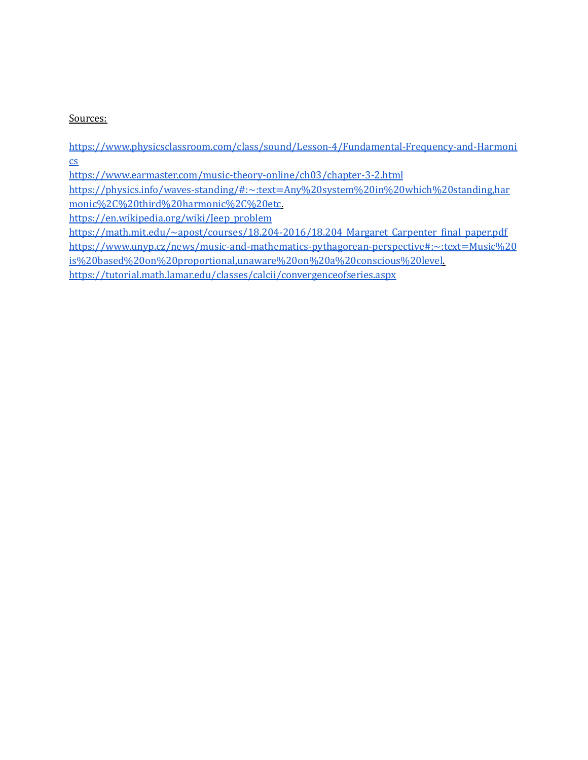Sources:

https://www.physicsclassroom.com/class/sound/Lesson-4/Fundamental-Frequency-and-Harmonics
https://www.earmaster.com/music-theory-online/ch03/chapter-3-2.html
https://physics.info/waves-standing/#:~:text=Any%20system%20in%20which%20standing,harmonic%2C%20third%20harmonic%2C%20etc.
https://en.wikipedia.org/wiki/Jeep_problem
https://math.mit.edu/~apost/courses/18.204-2016/18.204_Margaret_Carpenter_final_paper.pdf
https://www.unyp.cz/news/music-and-mathematics-pythagorean-perspective#:~:text=Music%20is%20based%20on%20proportional,unaware%20on%20a%20conscious%20level.
https://tutorial.math.lamar.edu/classes/calcii/convergenceofseries.aspx